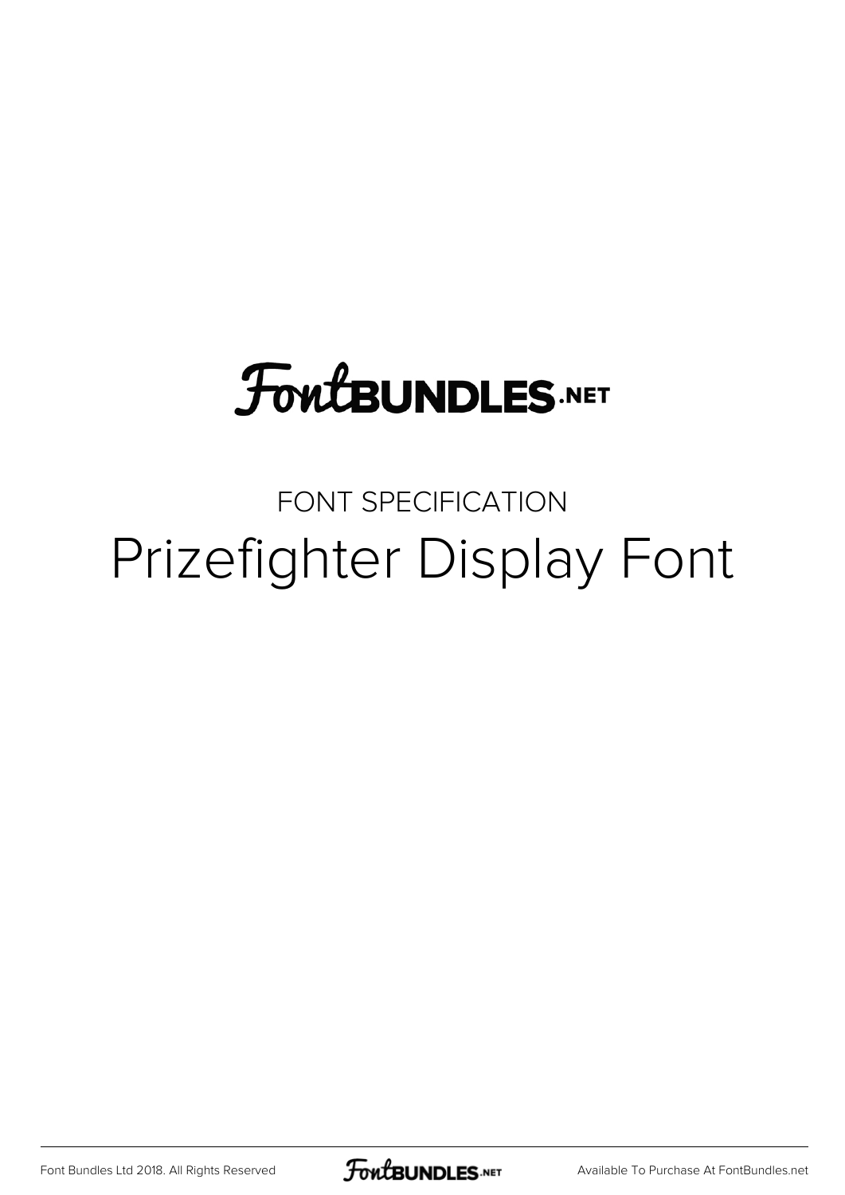FontBUNDLES.NET

FONT SPECIFICATION

# Prizefighter Display Font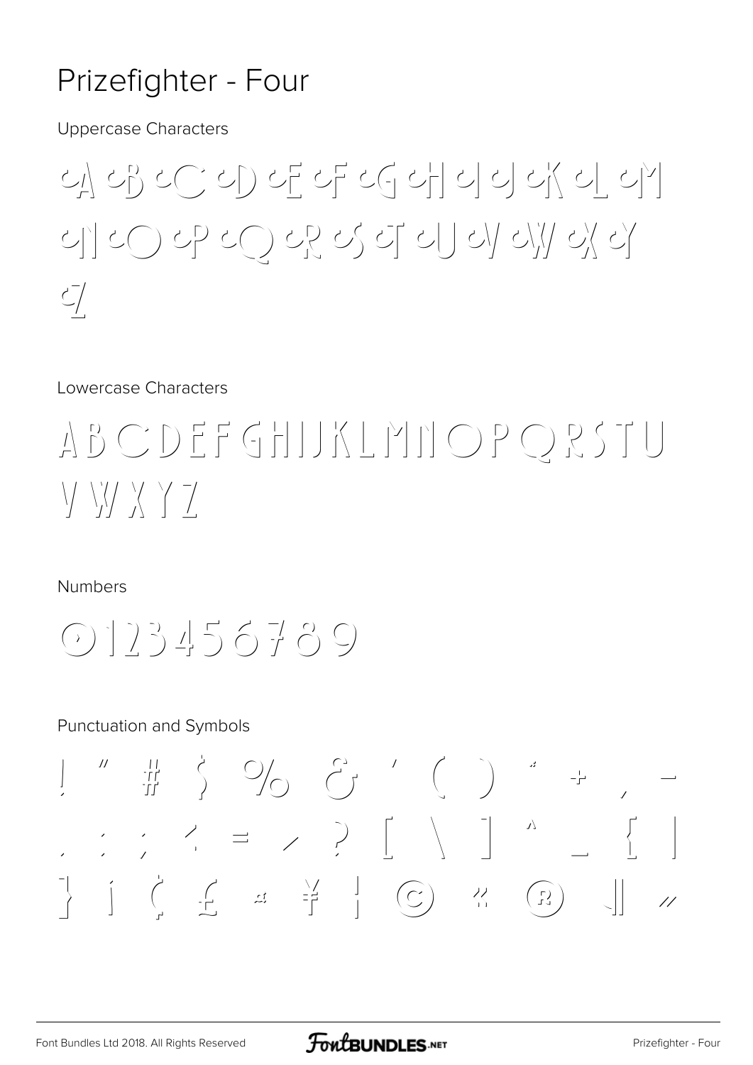# Prizefighter - Four

Uppercase Characters

A B C D E F G H I J K L M N O P Q R S T U V W X Y Z

Lowercase Characters

A B C D E F G H I J K L M N O P Q R S T U V W X Y Z

Numbers

0 1 2 3 4 5 6 7 8 9

Punctuation and Symbols

! " # $ % & ' ( ) * + , - . / : ; < = > ? [ \ ] ^ _ { | } ¡ ¢ £ ¤ ¥ ¦ © « ® ¯ ´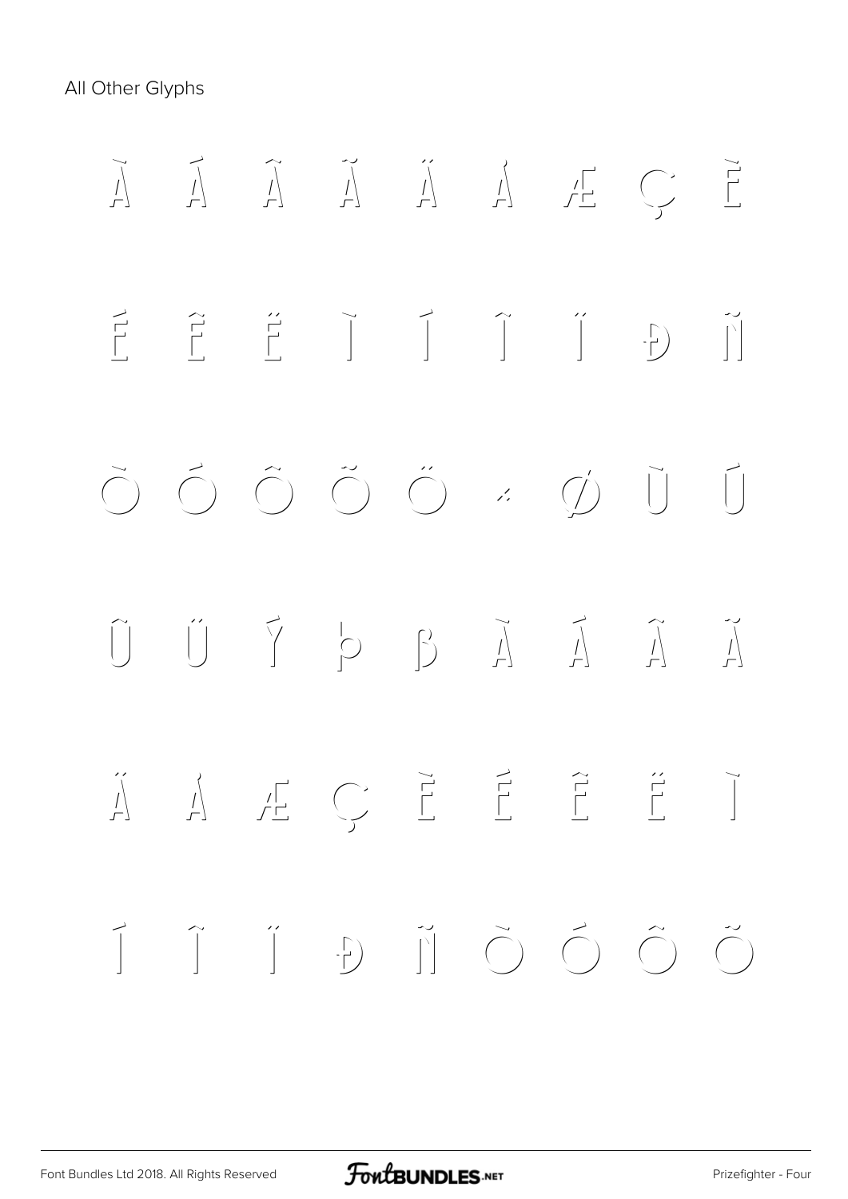All Other Glyphs

À Á Â Ã Ä Å Æ Ç È

É Ê Ë Ì Í Î Ï Ð Ñ

Ò Ó Ô Õ Ö × Ø Ù Ú

Û Ü Ý Þ ß à á â ã

ä å æ ç è é ê ë ì

í î ï ð ñ ò ó ô õ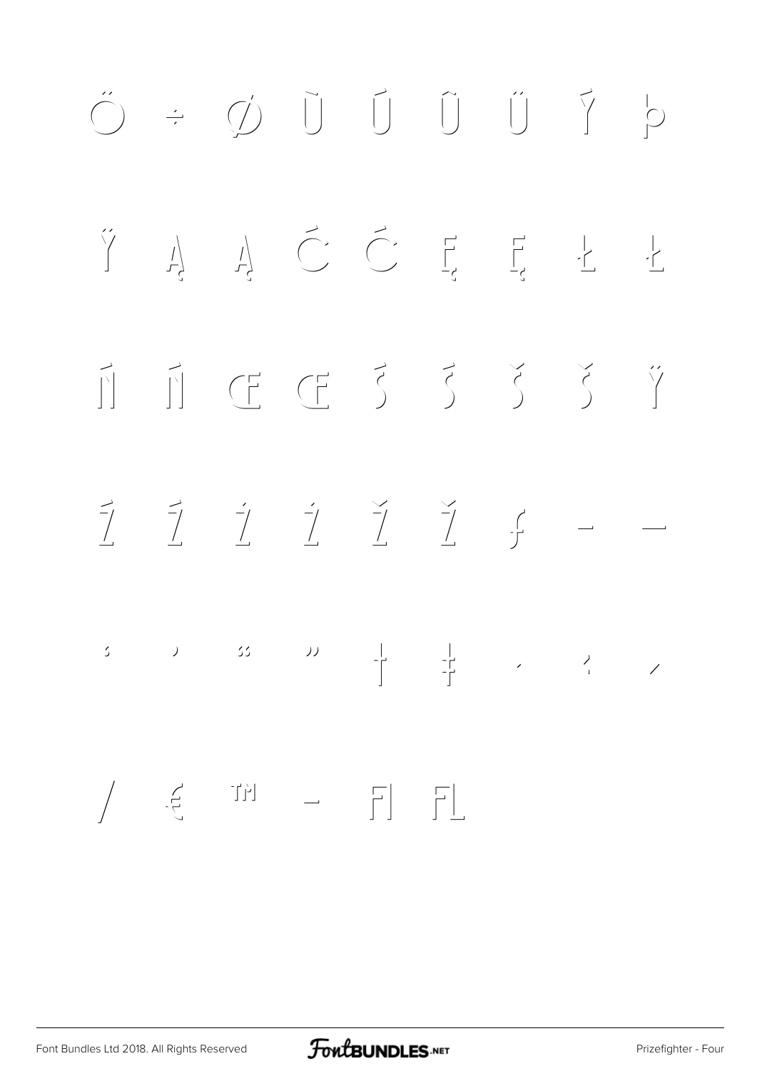Ő ÷ Ø Ù Ú Û Ü Ý Þ

Ÿ Ą ą Ć ć Ę ę Ł ł

Ń ń Œ œ Ś ś Š š Ÿ

Ź ź Ż ż Ž ž ƒ – —

‘ ’ “ ” † ‡ ‚ ‹ ⁄

/ € ™ − ﬁ ﬂ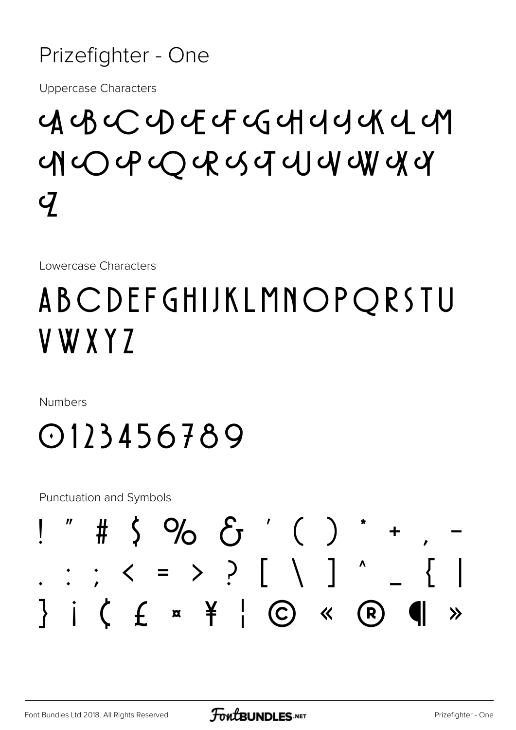# Prizefighter - One

Uppercase Characters

A B C D E F G H I J K L M N O P Q R S T U V W X Y Z

Lowercase Characters

ABCDEFGHIJKLMNOPQRSTU VWXYZ

Numbers

0123456789

Punctuation and Symbols

! " # $ % & ' ( ) * + , - . : ; < = > ? [ \ ] ^ _ { | } ¡ ¢ £ ¤ ¥ ¦ © « ® ¶ »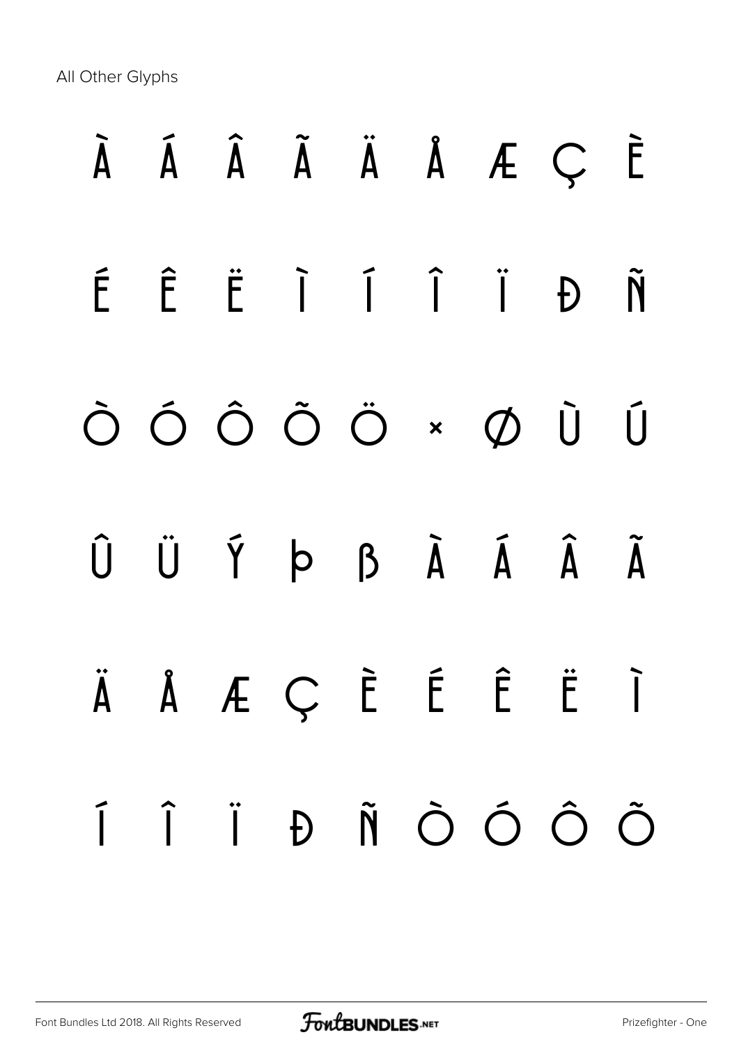All Other Glyphs

À Á Â Ã Ä Å Æ Ç È

É Ê Ë Ì Í Î Ï Ð Ñ

Ò Ó Ô Õ Ö × Ø Ù Ú

Û Ü Ý Þ ß à á â ã

ä å æ ç è é ê ë ì

í î ï ð ñ ò ó ô õ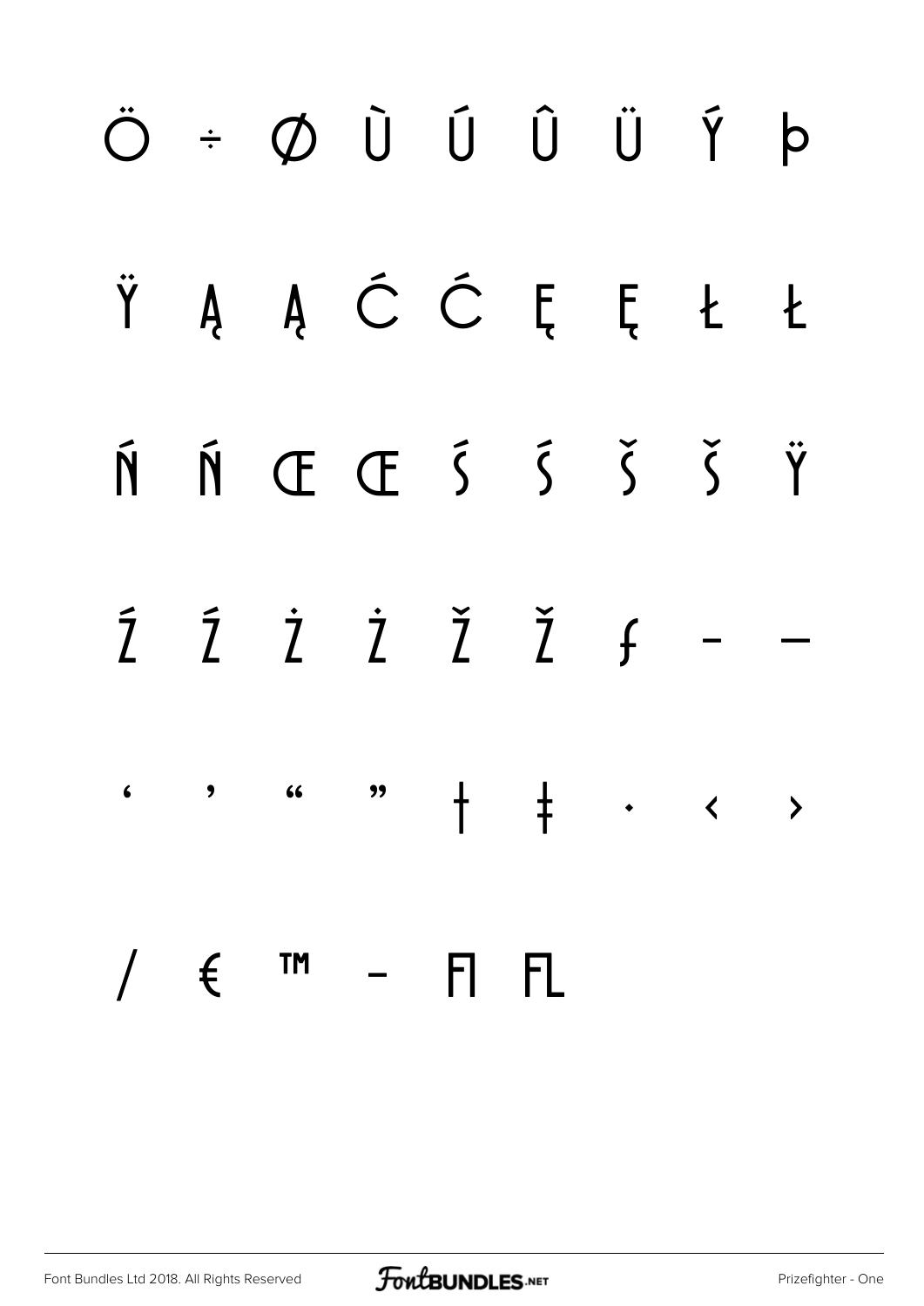Ö ÷ Ø Ù Ú Û Ü Ý þ

Ÿ Ą ą Ć ć Ę ę Ł ł

Ń ń Œ œ Ś ś Š š Ÿ

Ź ź Ż ż Ž ž ƒ – —

‘ ’ “ ” † ‡ • ‹ ›

⁄ € ™ − ﬁ ﬂ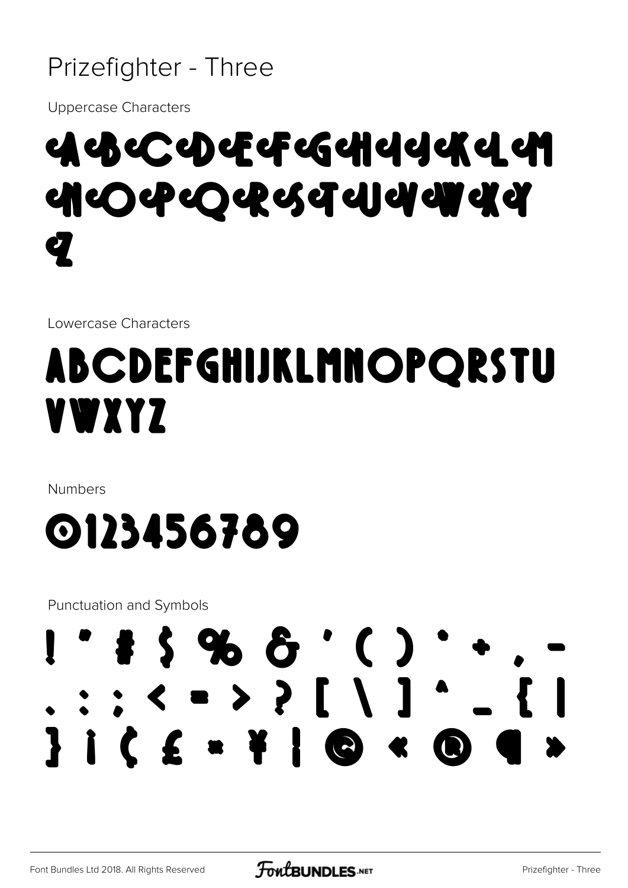# Prizefighter - Three

Uppercase Characters

A B C D E F G H I J K L M N O P Q R S T U V W X Y Z

Lowercase Characters

ABCDEFGHIJKLMNOPQRSTU VWXYZ

Numbers

0123456789

Punctuation and Symbols

! " # $ % & ' ( ) * + , - . / : ; < = > ? [ \ ] ^ _ { | } ¡ ¢ £ ¤ ¥ ¦ © « ® ¶ »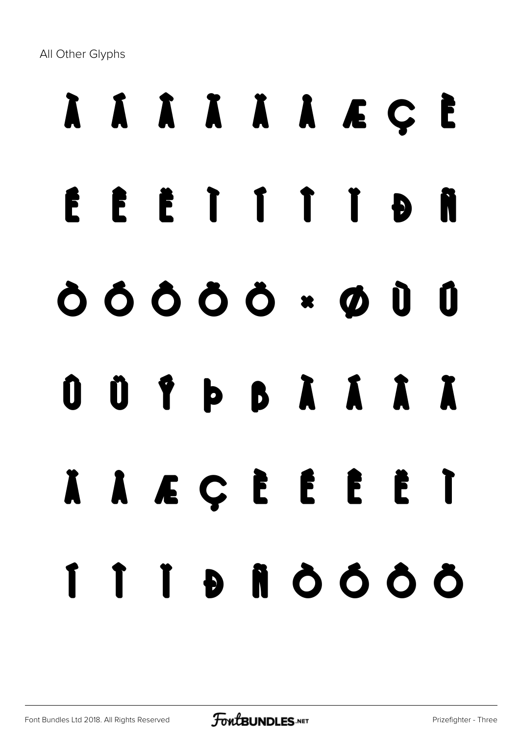All Other Glyphs

À Á Â Ã Ä Å Æ Ç È

É Ê Ë Ì Í Î Ï Ð Ñ

Ò Ó Ô Õ Ö × Ø Ù Ú

Û Ü Ý Þ ß à á â ã

ä å æ ç è é ê ë ì

í î ï ð ñ ò ó ô õ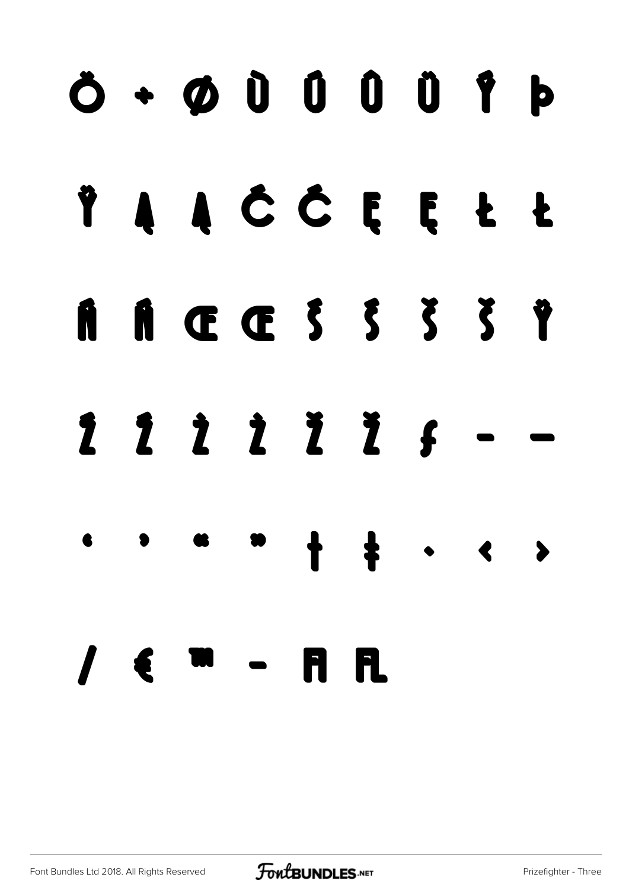Ő ÷ Ø Ù Ú Û Ü Ý Þ

Ÿ Ą ą Ć ć Ę ę Ł ł

Ń ń Œ œ Ś ś Š š Ÿ

Ź ź Ż ż Ž ž ƒ – —

‘ ’ “ ” † ‡ • ‹ ›

⁄ € ™ − ﬁ ﬂ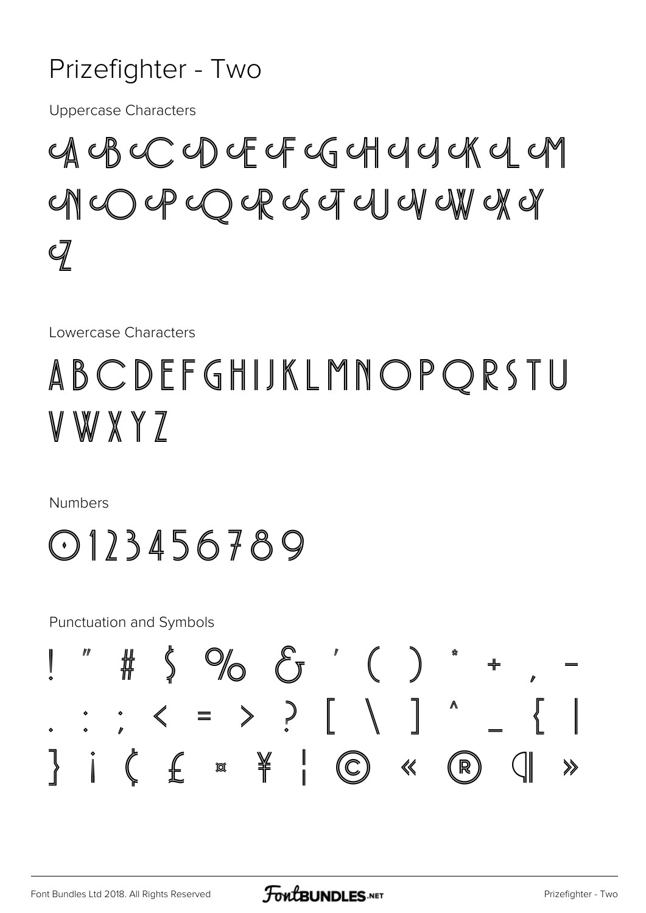# Prizefighter - Two

Uppercase Characters

A B C D E F G H I J K L M N O P Q R S T U V W X Y Z

Lowercase Characters

A B C D E F G H I J K L M N O P Q R S T U V W X Y Z

Numbers

0 1 2 3 4 5 6 7 8 9

Punctuation and Symbols

! " # $ % & ' ( ) * + , -
. : ; < = > ? [ \ ] ^ _ { |
} ¡ ¢ £ ¤ ¥ ¦ © « ® ¶ »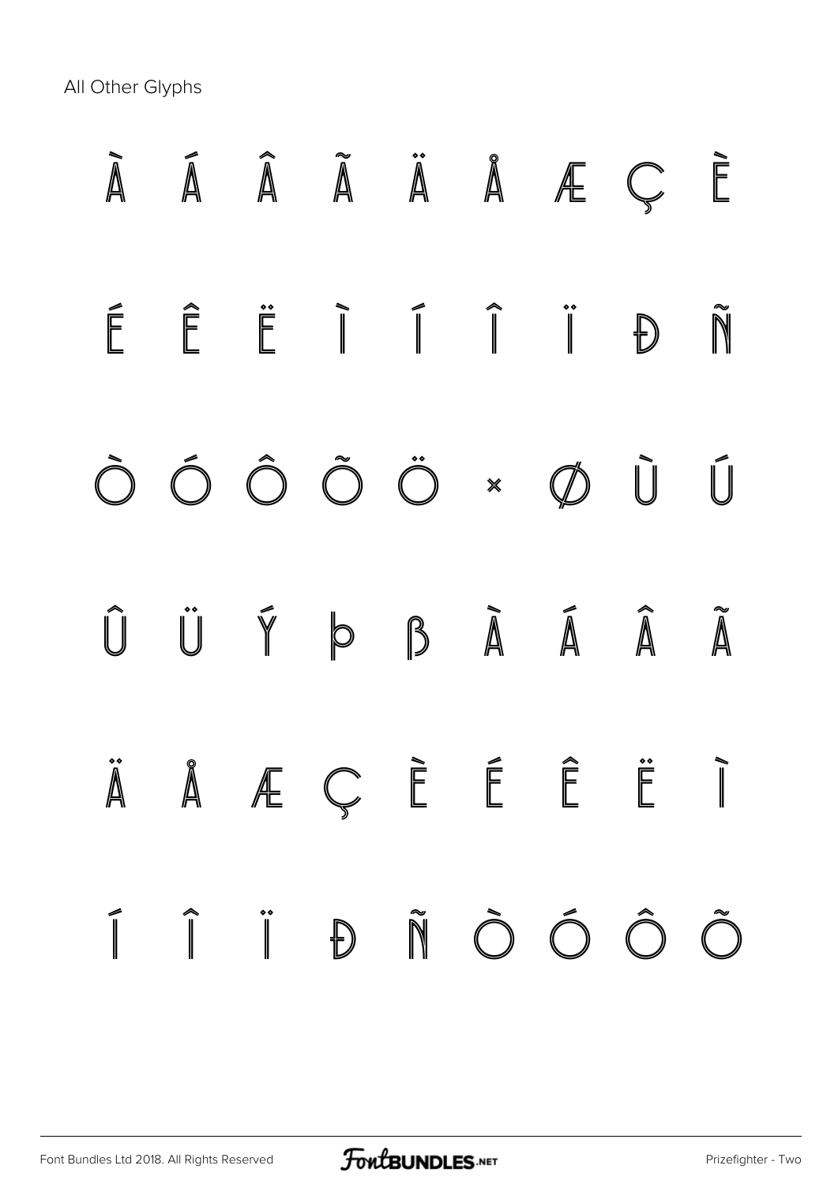All Other Glyphs

À Á Â Ã Ä Å Æ Ç È

É Ê Ë Ì Í Î Ï Ð Ñ

Ò Ó Ô Õ Ö × Ø Ù Ú

Û Ü Ý Þ ß à á â ã

ä å æ ç è é ê ë ì

í î ï ð ñ ò ó ô õ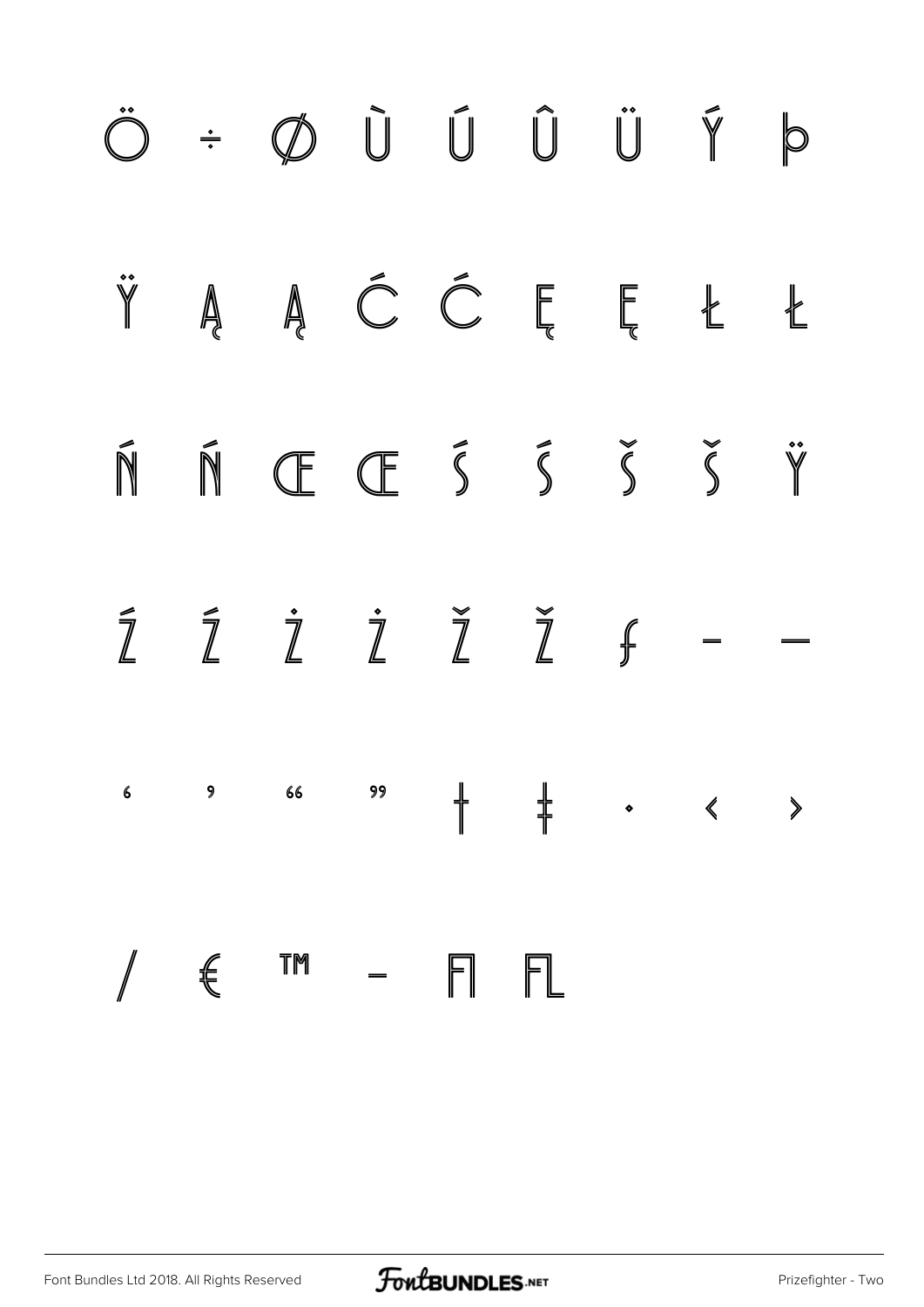Ö ÷ Ø Ù Ú Û Ü Ý þ

Ÿ Ą Ą Ć Ć Ę Ę Ł Ł

Ń Ń Œ Œ Ś Ś Š Š Ÿ

Ź Ź Ż Ż Ž Ž ƒ – —

‘ ’ “ ” † ‡ • ‹ ›

⁄ € ™ − ﬁ ﬂ